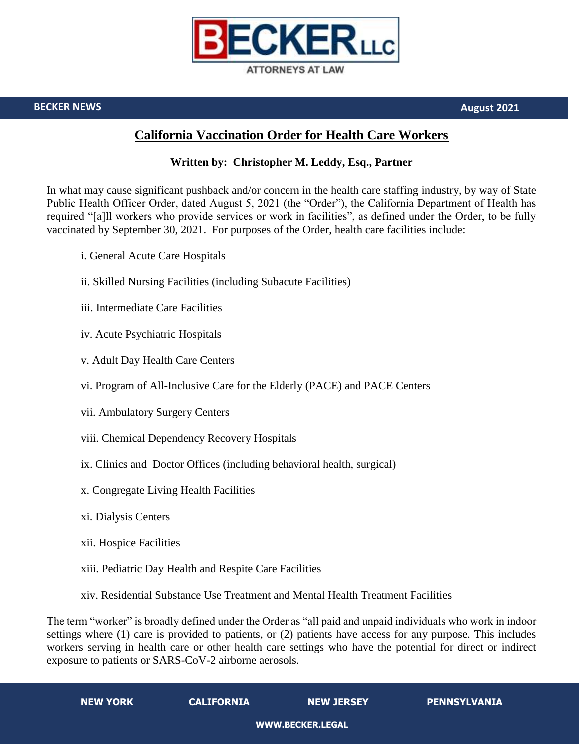# California Vaccination Order for Health Care Workers

**Written by: Christopher M. Leddy, Esq., Partner**

In what may cause significant pushback and/or concern in the health care staffing industry, by way of State Public Health Officer Order, dated August 5, 2021 (the "Order"), the California Department of Health has required "[a]ll workers who provide services or work in facilities", as defined under the Order, to be fully vaccinated by September 30, 2021. For purposes of the Order, health care facilities include:

i. General Acute Care Hospitals

ii. Skilled Nursing Facilities (including Subacute Facilities)

iii. Intermediate Care Facilities

iv. Acute Psychiatric Hospitals

v. Adult Day Health Care Centers

vi. Program of All-Inclusive Care for the Elderly (PACE) and PACE Centers

vii. Ambulatory Surgery Centers

viii. Chemical Dependency Recovery Hospitals

ix. Clinics and Doctor Offices (including behavioral health, surgical)

x. Congregate Living Health Facilities

xi. Dialysis Centers

xii. Hospice Facilities

xiii. Pediatric Day Health and Respite Care Facilities

xiv. Residential Substance Use Treatment and Mental Health Treatment Facilities

The term "worker" is broadly defined under the Order as "all paid and unpaid individuals who work in indoor settings where (1) care is provided to patients, or (2) patients have access for any purpose. This includes workers serving in health care or other health care settings who have the potential for direct or indirect exposure to patients or SARS-CoV-2 airborne aerosols.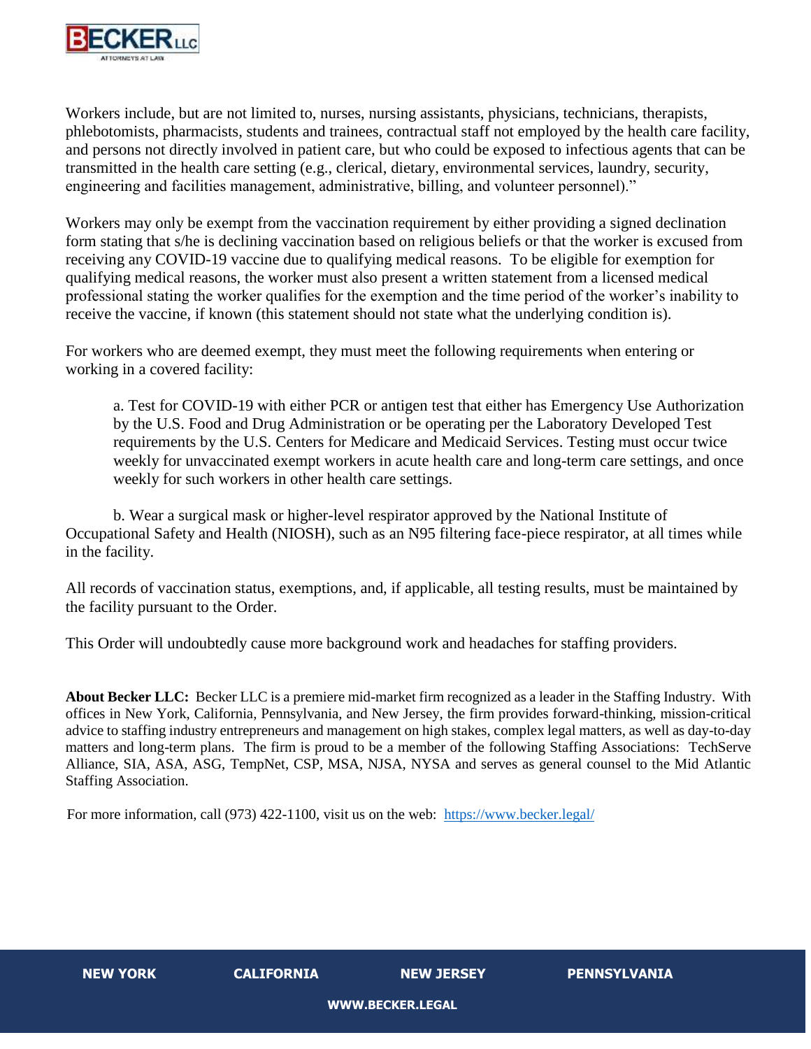Workers include, but are not limited to, nurses, nursing assistants, physicians, technicians, therapists, phlebotomists, pharmacists, students and trainees, contractual staff not employed by the health care facility, and persons not directly involved in patient care, but who could be exposed to infectious agents that can be transmitted in the health care setting (e.g., clerical, dietary, environmental services, laundry, security, engineering and facilities management, administrative, billing, and volunteer personnel)."

Workers may only be exempt from the vaccination requirement by either providing a signed declination form stating that s/he is declining vaccination based on religious beliefs or that the worker is excused from receiving any COVID-19 vaccine due to qualifying medical reasons. To be eligible for exemption for qualifying medical reasons, the worker must also present a written statement from a licensed medical professional stating the worker qualifies for the exemption and the time period of the worker's inability to receive the vaccine, if known (this statement should not state what the underlying condition is).

For workers who are deemed exempt, they must meet the following requirements when entering or working in a covered facility:

a. Test for COVID-19 with either PCR or antigen test that either has Emergency Use Authorization by the U.S. Food and Drug Administration or be operating per the Laboratory Developed Test requirements by the U.S. Centers for Medicare and Medicaid Services. Testing must occur twice weekly for unvaccinated exempt workers in acute health care and long-term care settings, and once weekly for such workers in other health care settings.

b. Wear a surgical mask or higher-level respirator approved by the National Institute of Occupational Safety and Health (NIOSH), such as an N95 filtering face-piece respirator, at all times while in the facility.

All records of vaccination status, exemptions, and, if applicable, all testing results, must be maintained by the facility pursuant to the Order.

This Order will undoubtedly cause more background work and headaches for staffing providers.

**About Becker LLC:** Becker LLC is a premiere mid-market firm recognized as a leader in the Staffing Industry. With offices in New York, California, Pennsylvania, and New Jersey, the firm provides forward-thinking, mission-critical advice to staffing industry entrepreneurs and management on high stakes, complex legal matters, as well as day-to-day matters and long-term plans. The firm is proud to be a member of the following Staffing Associations: TechServe Alliance, SIA, ASA, ASG, TempNet, CSP, MSA, NJSA, NYSA and serves as general counsel to the Mid Atlantic Staffing Association.

For more information, call (973) 422-1100, visit us on the web: https://www.becker.legal/